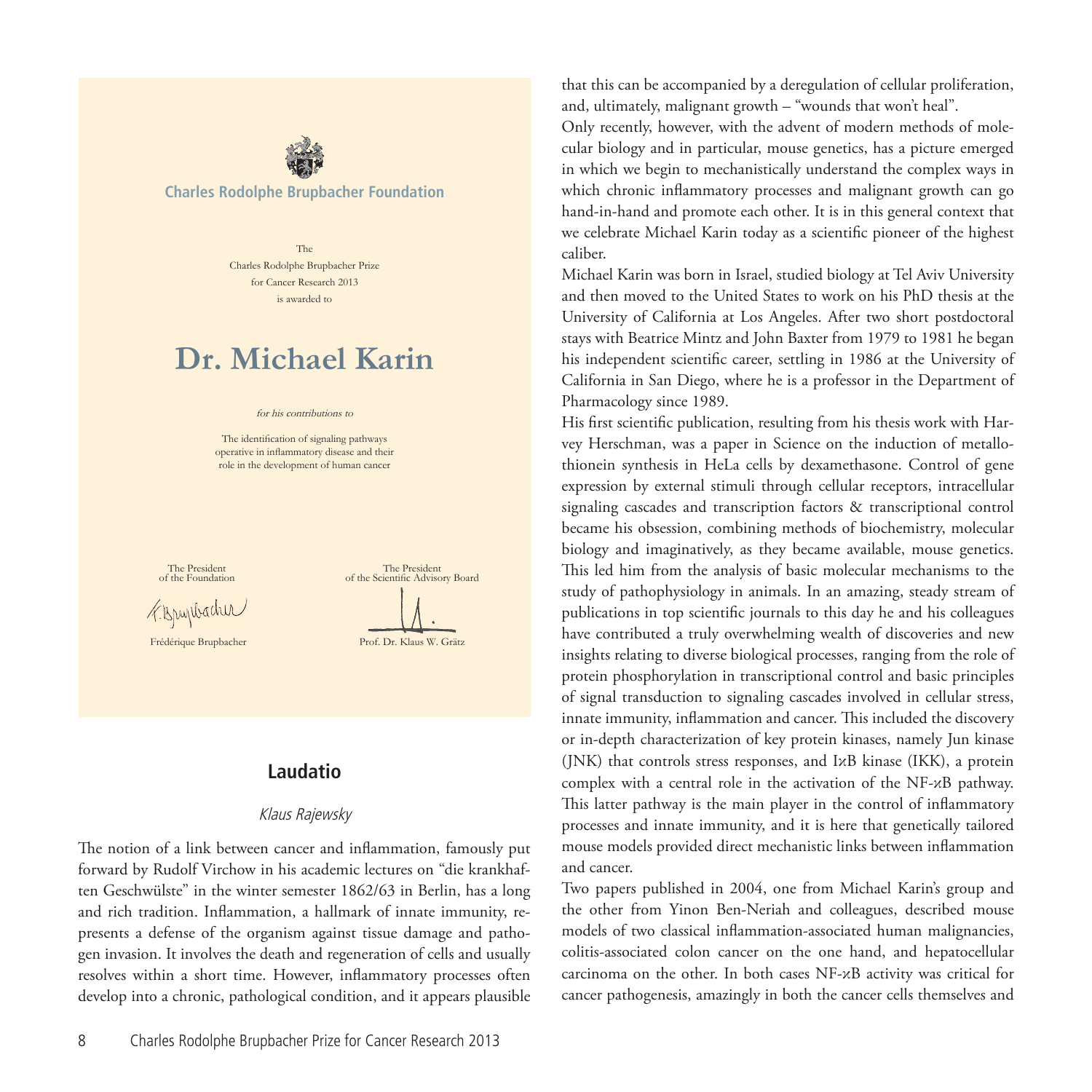**Charles Rodolphe Brupbacher Foundation**

The
Charles Rodolphe Brupbacher Prize
for Cancer Research 2013
is awarded to

# Dr. Michael Karin

*for his contributions to*

The identification of signaling pathways operative in inflammatory disease and their role in the development of human cancer

The President of the Foundation
Frédérique Brupbacher

The President of the Scientific Advisory Board
Prof. Dr. Klaus W. Grätz

## Laudatio

*Klaus Rajewsky*

The notion of a link between cancer and inflammation, famously put forward by Rudolf Virchow in his academic lectures on "die krankhaften Geschwülste" in the winter semester 1862/63 in Berlin, has a long and rich tradition. Inflammation, a hallmark of innate immunity, represents a defense of the organism against tissue damage and pathogen invasion. It involves the death and regeneration of cells and usually resolves within a short time. However, inflammatory processes often develop into a chronic, pathological condition, and it appears plausible that this can be accompanied by a deregulation of cellular proliferation, and, ultimately, malignant growth – "wounds that won't heal".

Only recently, however, with the advent of modern methods of molecular biology and in particular, mouse genetics, has a picture emerged in which we begin to mechanistically understand the complex ways in which chronic inflammatory processes and malignant growth can go hand-in-hand and promote each other. It is in this general context that we celebrate Michael Karin today as a scientific pioneer of the highest caliber.

Michael Karin was born in Israel, studied biology at Tel Aviv University and then moved to the United States to work on his PhD thesis at the University of California at Los Angeles. After two short postdoctoral stays with Beatrice Mintz and John Baxter from 1979 to 1981 he began his independent scientific career, settling in 1986 at the University of California in San Diego, where he is a professor in the Department of Pharmacology since 1989.

His first scientific publication, resulting from his thesis work with Harvey Herschman, was a paper in Science on the induction of metallothionein synthesis in HeLa cells by dexamethasone. Control of gene expression by external stimuli through cellular receptors, intracellular signaling cascades and transcription factors & transcriptional control became his obsession, combining methods of biochemistry, molecular biology and imaginatively, as they became available, mouse genetics. This led him from the analysis of basic molecular mechanisms to the study of pathophysiology in animals. In an amazing, steady stream of publications in top scientific journals to this day he and his colleagues have contributed a truly overwhelming wealth of discoveries and new insights relating to diverse biological processes, ranging from the role of protein phosphorylation in transcriptional control and basic principles of signal transduction to signaling cascades involved in cellular stress, innate immunity, inflammation and cancer. This included the discovery or in-depth characterization of key protein kinases, namely Jun kinase (JNK) that controls stress responses, and IκB kinase (IKK), a protein complex with a central role in the activation of the NF-κB pathway. This latter pathway is the main player in the control of inflammatory processes and innate immunity, and it is here that genetically tailored mouse models provided direct mechanistic links between inflammation and cancer.

Two papers published in 2004, one from Michael Karin's group and the other from Yinon Ben-Neriah and colleagues, described mouse models of two classical inflammation-associated human malignancies, colitis-associated colon cancer on the one hand, and hepatocellular carcinoma on the other. In both cases NF-κB activity was critical for cancer pathogenesis, amazingly in both the cancer cells themselves and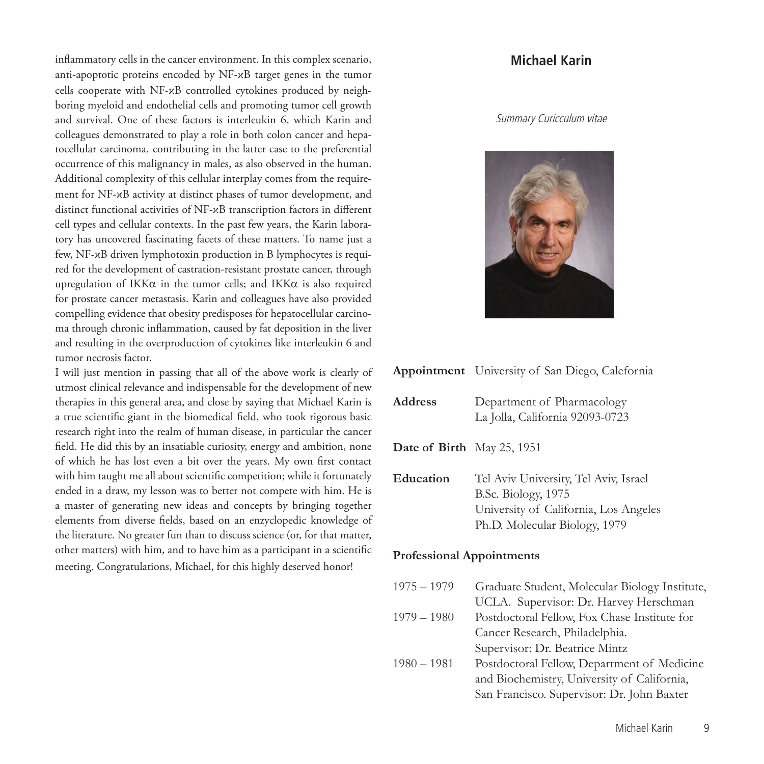inflammatory cells in the cancer environment. In this complex scenario, anti-apoptotic proteins encoded by NF-κB target genes in the tumor cells cooperate with NF-κB controlled cytokines produced by neighboring myeloid and endothelial cells and promoting tumor cell growth and survival. One of these factors is interleukin 6, which Karin and colleagues demonstrated to play a role in both colon cancer and hepatocellular carcinoma, contributing in the latter case to the preferential occurrence of this malignancy in males, as also observed in the human. Additional complexity of this cellular interplay comes from the requirement for NF-κB activity at distinct phases of tumor development, and distinct functional activities of NF-κB transcription factors in different cell types and cellular contexts. In the past few years, the Karin laboratory has uncovered fascinating facets of these matters. To name just a few, NF-κB driven lymphotoxin production in B lymphocytes is required for the development of castration-resistant prostate cancer, through upregulation of IKKα in the tumor cells; and IKKα is also required for prostate cancer metastasis. Karin and colleagues have also provided compelling evidence that obesity predisposes for hepatocellular carcinoma through chronic inflammation, caused by fat deposition in the liver and resulting in the overproduction of cytokines like interleukin 6 and tumor necrosis factor.

I will just mention in passing that all of the above work is clearly of utmost clinical relevance and indispensable for the development of new therapies in this general area, and close by saying that Michael Karin is a true scientific giant in the biomedical field, who took rigorous basic research right into the realm of human disease, in particular the cancer field. He did this by an insatiable curiosity, energy and ambition, none of which he has lost even a bit over the years. My own first contact with him taught me all about scientific competition; while it fortunately ended in a draw, my lesson was to better not compete with him. He is a master of generating new ideas and concepts by bringing together elements from diverse fields, based on an enzyclopedic knowledge of the literature. No greater fun than to discuss science (or, for that matter, other matters) with him, and to have him as a participant in a scientific meeting. Congratulations, Michael, for this highly deserved honor!

## Michael Karin

*Summary Curicculum vitae*

**Appointment** University of San Diego, Calefornia

**Address** Department of Pharmacology
La Jolla, California 92093-0723

**Date of Birth** May 25, 1951

**Education** Tel Aviv University, Tel Aviv, Israel
B.Sc. Biology, 1975
University of California, Los Angeles
Ph.D. Molecular Biology, 1979

### Professional Appointments

| | |
|---|---|
| 1975 – 1979 | Graduate Student, Molecular Biology Institute, UCLA. Supervisor: Dr. Harvey Herschman |
| 1979 – 1980 | Postdoctoral Fellow, Fox Chase Institute for Cancer Research, Philadelphia. Supervisor: Dr. Beatrice Mintz |
| 1980 – 1981 | Postdoctoral Fellow, Department of Medicine and Biochemistry, University of California, San Francisco. Supervisor: Dr. John Baxter |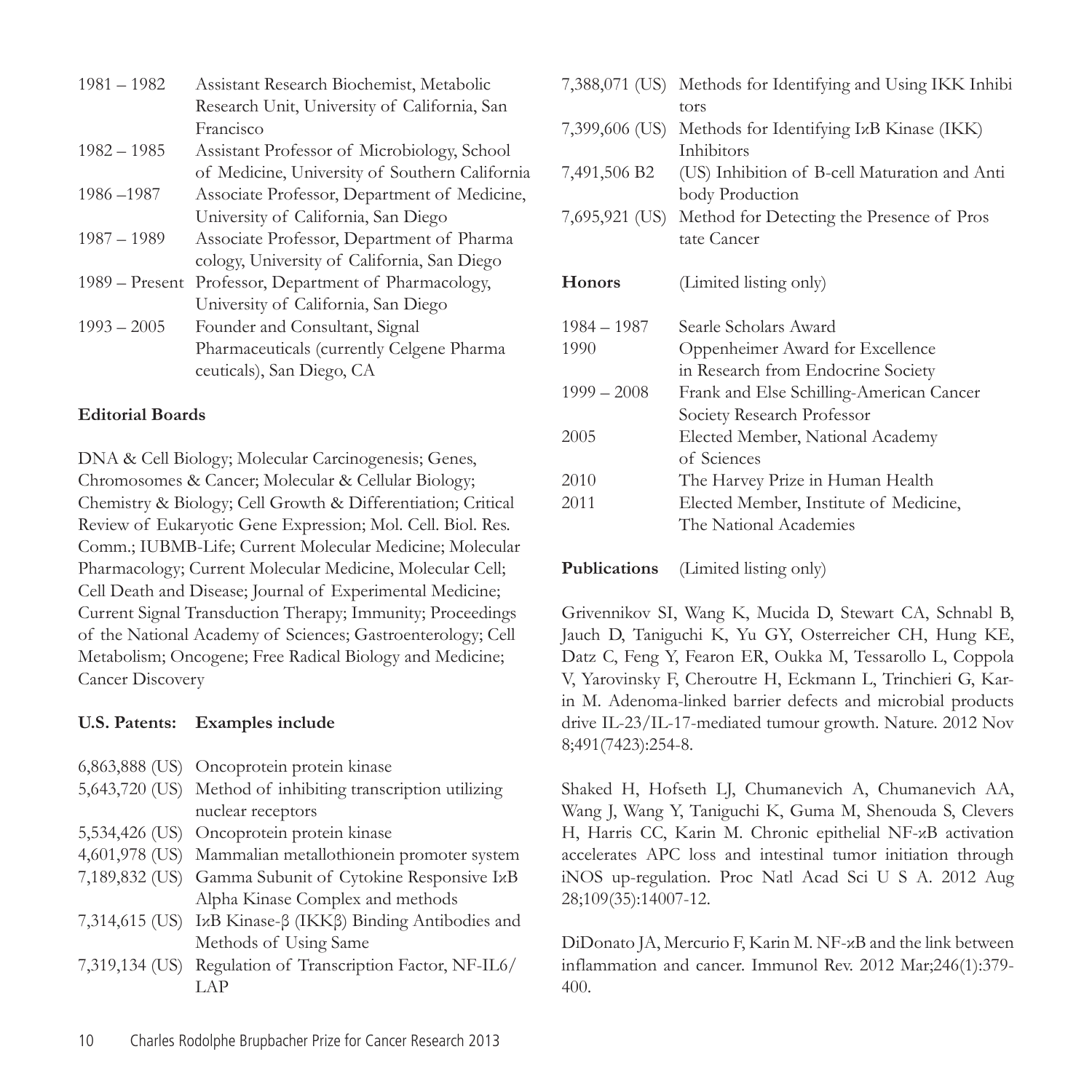| | |
|---|---|
| 1981 – 1982 | Assistant Research Biochemist, Metabolic Research Unit, University of California, San Francisco |
| 1982 – 1985 | Assistant Professor of Microbiology, School of Medicine, University of Southern California |
| 1986 –1987 | Associate Professor, Department of Medicine, University of California, San Diego |
| 1987 – 1989 | Associate Professor, Department of Pharmacology, University of California, San Diego |
| 1989 – Present | Professor, Department of Pharmacology, University of California, San Diego |
| 1993 – 2005 | Founder and Consultant, Signal Pharmaceuticals (currently Celgene Pharmaceuticals), San Diego, CA |

**Editorial Boards**

DNA & Cell Biology; Molecular Carcinogenesis; Genes, Chromosomes & Cancer; Molecular & Cellular Biology; Chemistry & Biology; Cell Growth & Differentiation; Critical Review of Eukaryotic Gene Expression; Mol. Cell. Biol. Res. Comm.; IUBMB-Life; Current Molecular Medicine; Molecular Pharmacology; Current Molecular Medicine, Molecular Cell; Cell Death and Disease; Journal of Experimental Medicine; Current Signal Transduction Therapy; Immunity; Proceedings of the National Academy of Sciences; Gastroenterology; Cell Metabolism; Oncogene; Free Radical Biology and Medicine; Cancer Discovery

**U.S. Patents: Examples include**

| | |
|---|---|
| 6,863,888 (US) | Oncoprotein protein kinase |
| 5,643,720 (US) | Method of inhibiting transcription utilizing nuclear receptors |
| 5,534,426 (US) | Oncoprotein protein kinase |
| 4,601,978 (US) | Mammalian metallothionein promoter system |
| 7,189,832 (US) | Gamma Subunit of Cytokine Responsive IκB Alpha Kinase Complex and methods |
| 7,314,615 (US) | IκB Kinase-β (IKKβ) Binding Antibodies and Methods of Using Same |
| 7,319,134 (US) | Regulation of Transcription Factor, NF-IL6/LAP |
| 7,388,071 (US) | Methods for Identifying and Using IKK Inhibitors |
| 7,399,606 (US) | Methods for Identifying IκB Kinase (IKK) Inhibitors |
| 7,491,506 B2 | (US) Inhibition of B-cell Maturation and Antibody Production |
| 7,695,921 (US) | Method for Detecting the Presence of Prostate Cancer |

**Honors** (Limited listing only)

| | |
|---|---|
| 1984 – 1987 | Searle Scholars Award |
| 1990 | Oppenheimer Award for Excellence in Research from Endocrine Society |
| 1999 – 2008 | Frank and Else Schilling-American Cancer Society Research Professor |
| 2005 | Elected Member, National Academy of Sciences |
| 2010 | The Harvey Prize in Human Health |
| 2011 | Elected Member, Institute of Medicine, The National Academies |

**Publications** (Limited listing only)

Grivennikov SI, Wang K, Mucida D, Stewart CA, Schnabl B, Jauch D, Taniguchi K, Yu GY, Osterreicher CH, Hung KE, Datz C, Feng Y, Fearon ER, Oukka M, Tessarollo L, Coppola V, Yarovinsky F, Cheroutre H, Eckmann L, Trinchieri G, Karin M. Adenoma-linked barrier defects and microbial products drive IL-23/IL-17-mediated tumour growth. Nature. 2012 Nov 8;491(7423):254-8.

Shaked H, Hofseth LJ, Chumanevich A, Chumanevich AA, Wang J, Wang Y, Taniguchi K, Guma M, Shenouda S, Clevers H, Harris CC, Karin M. Chronic epithelial NF-κB activation accelerates APC loss and intestinal tumor initiation through iNOS up-regulation. Proc Natl Acad Sci U S A. 2012 Aug 28;109(35):14007-12.

DiDonato JA, Mercurio F, Karin M. NF-κB and the link between inflammation and cancer. Immunol Rev. 2012 Mar;246(1):379-400.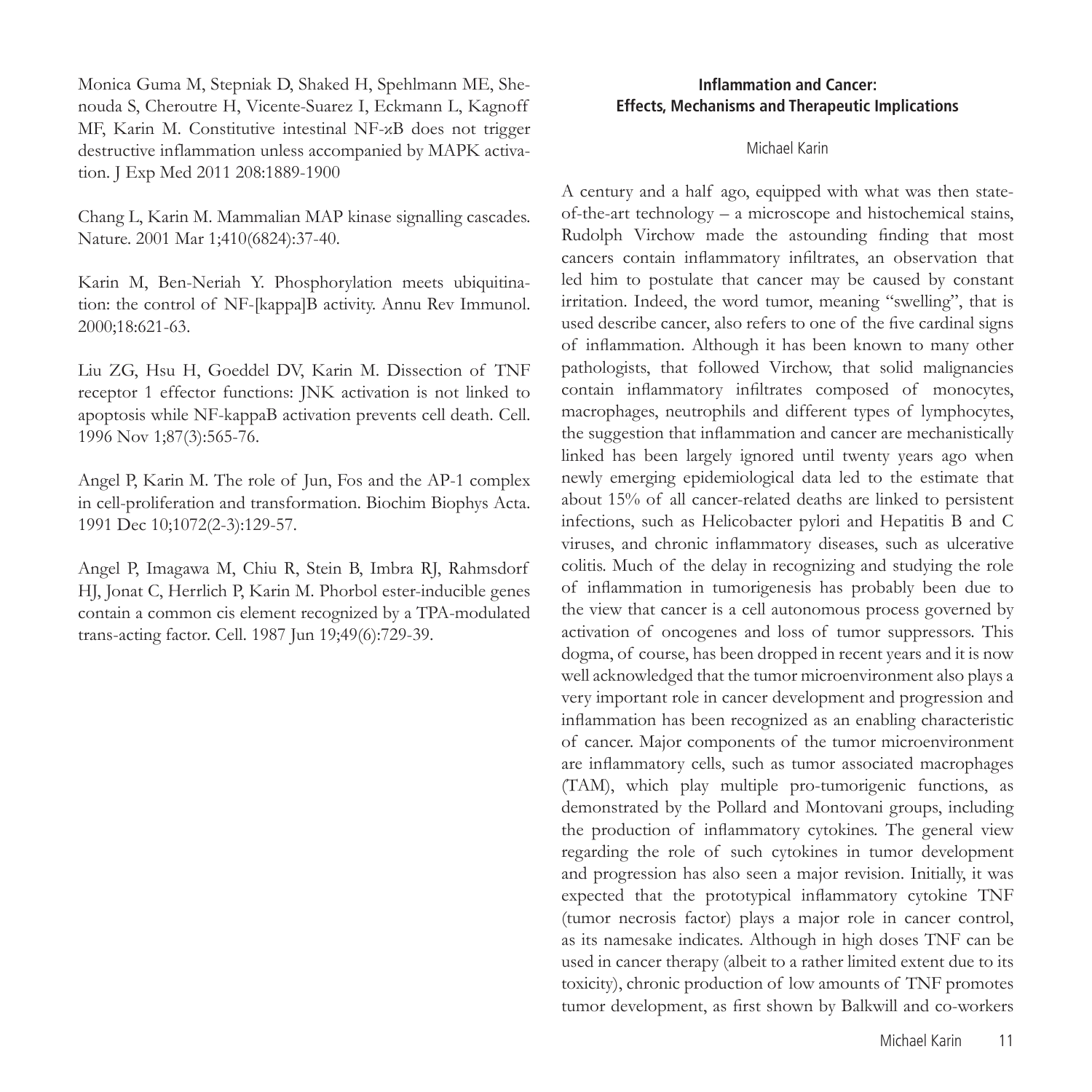Monica Guma M, Stepniak D, Shaked H, Spehlmann ME, Shenouda S, Cheroutre H, Vicente-Suarez I, Eckmann L, Kagnoff MF, Karin M. Constitutive intestinal NF-κB does not trigger destructive inflammation unless accompanied by MAPK activation. J Exp Med 2011 208:1889-1900

Chang L, Karin M. Mammalian MAP kinase signalling cascades. Nature. 2001 Mar 1;410(6824):37-40.

Karin M, Ben-Neriah Y. Phosphorylation meets ubiquitination: the control of NF-[kappa]B activity. Annu Rev Immunol. 2000;18:621-63.

Liu ZG, Hsu H, Goeddel DV, Karin M. Dissection of TNF receptor 1 effector functions: JNK activation is not linked to apoptosis while NF-kappaB activation prevents cell death. Cell. 1996 Nov 1;87(3):565-76.

Angel P, Karin M. The role of Jun, Fos and the AP-1 complex in cell-proliferation and transformation. Biochim Biophys Acta. 1991 Dec 10;1072(2-3):129-57.

Angel P, Imagawa M, Chiu R, Stein B, Imbra RJ, Rahmsdorf HJ, Jonat C, Herrlich P, Karin M. Phorbol ester-inducible genes contain a common cis element recognized by a TPA-modulated trans-acting factor. Cell. 1987 Jun 19;49(6):729-39.

## Inflammation and Cancer: Effects, Mechanisms and Therapeutic Implications

Michael Karin

A century and a half ago, equipped with what was then state-of-the-art technology – a microscope and histochemical stains, Rudolph Virchow made the astounding finding that most cancers contain inflammatory infiltrates, an observation that led him to postulate that cancer may be caused by constant irritation. Indeed, the word tumor, meaning "swelling", that is used describe cancer, also refers to one of the five cardinal signs of inflammation. Although it has been known to many other pathologists, that followed Virchow, that solid malignancies contain inflammatory infiltrates composed of monocytes, macrophages, neutrophils and different types of lymphocytes, the suggestion that inflammation and cancer are mechanistically linked has been largely ignored until twenty years ago when newly emerging epidemiological data led to the estimate that about 15% of all cancer-related deaths are linked to persistent infections, such as Helicobacter pylori and Hepatitis B and C viruses, and chronic inflammatory diseases, such as ulcerative colitis. Much of the delay in recognizing and studying the role of inflammation in tumorigenesis has probably been due to the view that cancer is a cell autonomous process governed by activation of oncogenes and loss of tumor suppressors. This dogma, of course, has been dropped in recent years and it is now well acknowledged that the tumor microenvironment also plays a very important role in cancer development and progression and inflammation has been recognized as an enabling characteristic of cancer. Major components of the tumor microenvironment are inflammatory cells, such as tumor associated macrophages (TAM), which play multiple pro-tumorigenic functions, as demonstrated by the Pollard and Montovani groups, including the production of inflammatory cytokines. The general view regarding the role of such cytokines in tumor development and progression has also seen a major revision. Initially, it was expected that the prototypical inflammatory cytokine TNF (tumor necrosis factor) plays a major role in cancer control, as its namesake indicates. Although in high doses TNF can be used in cancer therapy (albeit to a rather limited extent due to its toxicity), chronic production of low amounts of TNF promotes tumor development, as first shown by Balkwill and co-workers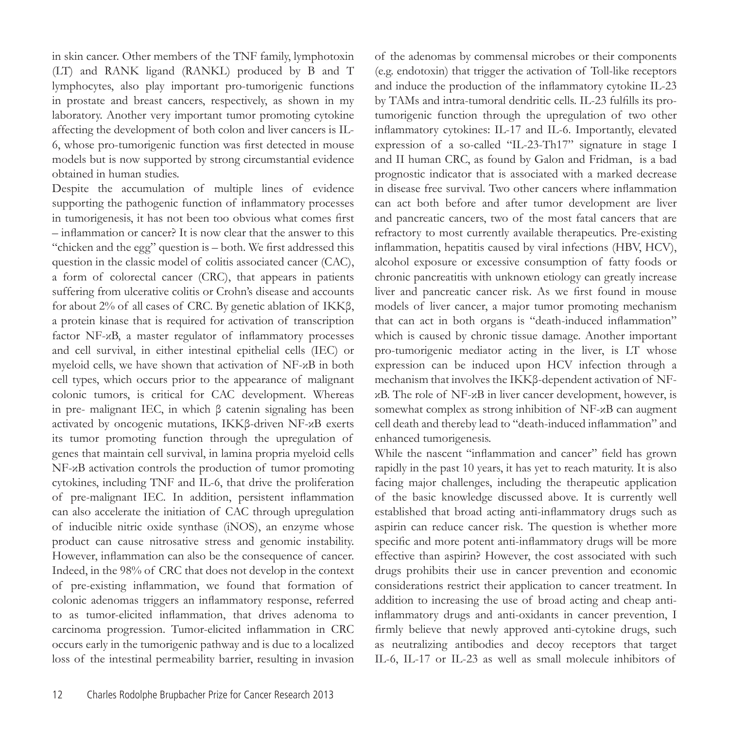in skin cancer. Other members of the TNF family, lymphotoxin (LT) and RANK ligand (RANKL) produced by B and T lymphocytes, also play important pro-tumorigenic functions in prostate and breast cancers, respectively, as shown in my laboratory. Another very important tumor promoting cytokine affecting the development of both colon and liver cancers is IL-6, whose pro-tumorigenic function was first detected in mouse models but is now supported by strong circumstantial evidence obtained in human studies.

Despite the accumulation of multiple lines of evidence supporting the pathogenic function of inflammatory processes in tumorigenesis, it has not been too obvious what comes first – inflammation or cancer? It is now clear that the answer to this "chicken and the egg" question is – both. We first addressed this question in the classic model of colitis associated cancer (CAC), a form of colorectal cancer (CRC), that appears in patients suffering from ulcerative colitis or Crohn's disease and accounts for about 2% of all cases of CRC. By genetic ablation of IKKβ, a protein kinase that is required for activation of transcription factor NF-κB, a master regulator of inflammatory processes and cell survival, in either intestinal epithelial cells (IEC) or myeloid cells, we have shown that activation of NF-κB in both cell types, which occurs prior to the appearance of malignant colonic tumors, is critical for CAC development. Whereas in pre- malignant IEC, in which β catenin signaling has been activated by oncogenic mutations, IKKβ-driven NF-κB exerts its tumor promoting function through the upregulation of genes that maintain cell survival, in lamina propria myeloid cells NF-κB activation controls the production of tumor promoting cytokines, including TNF and IL-6, that drive the proliferation of pre-malignant IEC. In addition, persistent inflammation can also accelerate the initiation of CAC through upregulation of inducible nitric oxide synthase (iNOS), an enzyme whose product can cause nitrosative stress and genomic instability. However, inflammation can also be the consequence of cancer. Indeed, in the 98% of CRC that does not develop in the context of pre-existing inflammation, we found that formation of colonic adenomas triggers an inflammatory response, referred to as tumor-elicited inflammation, that drives adenoma to carcinoma progression. Tumor-elicited inflammation in CRC occurs early in the tumorigenic pathway and is due to a localized loss of the intestinal permeability barrier, resulting in invasion of the adenomas by commensal microbes or their components (e.g. endotoxin) that trigger the activation of Toll-like receptors and induce the production of the inflammatory cytokine IL-23 by TAMs and intra-tumoral dendritic cells. IL-23 fulfills its pro-tumorigenic function through the upregulation of two other inflammatory cytokines: IL-17 and IL-6. Importantly, elevated expression of a so-called "IL-23-Th17" signature in stage I and II human CRC, as found by Galon and Fridman, is a bad prognostic indicator that is associated with a marked decrease in disease free survival. Two other cancers where inflammation can act both before and after tumor development are liver and pancreatic cancers, two of the most fatal cancers that are refractory to most currently available therapeutics. Pre-existing inflammation, hepatitis caused by viral infections (HBV, HCV), alcohol exposure or excessive consumption of fatty foods or chronic pancreatitis with unknown etiology can greatly increase liver and pancreatic cancer risk. As we first found in mouse models of liver cancer, a major tumor promoting mechanism that can act in both organs is "death-induced inflammation" which is caused by chronic tissue damage. Another important pro-tumorigenic mediator acting in the liver, is LT whose expression can be induced upon HCV infection through a mechanism that involves the IKKβ-dependent activation of NF-κB. The role of NF-κB in liver cancer development, however, is somewhat complex as strong inhibition of NF-κB can augment cell death and thereby lead to "death-induced inflammation" and enhanced tumorigenesis.

While the nascent "inflammation and cancer" field has grown rapidly in the past 10 years, it has yet to reach maturity. It is also facing major challenges, including the therapeutic application of the basic knowledge discussed above. It is currently well established that broad acting anti-inflammatory drugs such as aspirin can reduce cancer risk. The question is whether more specific and more potent anti-inflammatory drugs will be more effective than aspirin? However, the cost associated with such drugs prohibits their use in cancer prevention and economic considerations restrict their application to cancer treatment. In addition to increasing the use of broad acting and cheap anti-inflammatory drugs and anti-oxidants in cancer prevention, I firmly believe that newly approved anti-cytokine drugs, such as neutralizing antibodies and decoy receptors that target IL-6, IL-17 or IL-23 as well as small molecule inhibitors of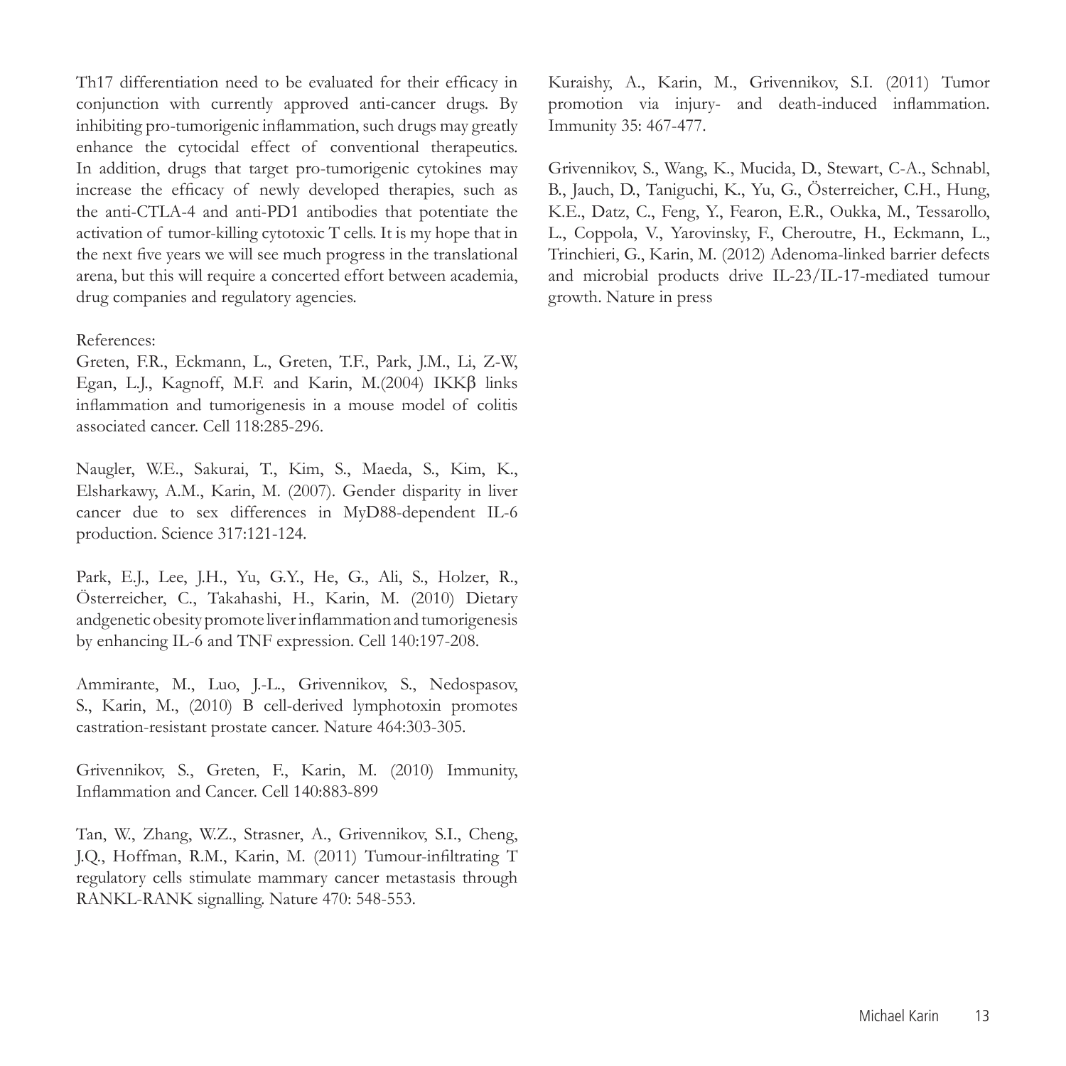Th17 differentiation need to be evaluated for their efficacy in conjunction with currently approved anti-cancer drugs. By inhibiting pro-tumorigenic inflammation, such drugs may greatly enhance the cytocidal effect of conventional therapeutics. In addition, drugs that target pro-tumorigenic cytokines may increase the efficacy of newly developed therapies, such as the anti-CTLA-4 and anti-PD1 antibodies that potentiate the activation of tumor-killing cytotoxic T cells. It is my hope that in the next five years we will see much progress in the translational arena, but this will require a concerted effort between academia, drug companies and regulatory agencies.

References:

Greten, F.R., Eckmann, L., Greten, T.F., Park, J.M., Li, Z-W, Egan, L.J., Kagnoff, M.F. and Karin, M.(2004) IKKβ links inflammation and tumorigenesis in a mouse model of colitis associated cancer. Cell 118:285-296.

Naugler, W.E., Sakurai, T., Kim, S., Maeda, S., Kim, K., Elsharkawy, A.M., Karin, M. (2007). Gender disparity in liver cancer due to sex differences in MyD88-dependent IL-6 production. Science 317:121-124.

Park, E.J., Lee, J.H., Yu, G.Y., He, G., Ali, S., Holzer, R., Österreicher, C., Takahashi, H., Karin, M. (2010) Dietary andgenetic obesity promote liver inflammation and tumorigenesis by enhancing IL-6 and TNF expression. Cell 140:197-208.

Ammirante, M., Luo, J.-L., Grivennikov, S., Nedospasov, S., Karin, M., (2010) B cell-derived lymphotoxin promotes castration-resistant prostate cancer. Nature 464:303-305.

Grivennikov, S., Greten, F., Karin, M. (2010) Immunity, Inflammation and Cancer. Cell 140:883-899

Tan, W., Zhang, W.Z., Strasner, A., Grivennikov, S.I., Cheng, J.Q., Hoffman, R.M., Karin, M. (2011) Tumour-infiltrating T regulatory cells stimulate mammary cancer metastasis through RANKL-RANK signalling. Nature 470: 548-553.

Kuraishy, A., Karin, M., Grivennikov, S.I. (2011) Tumor promotion via injury- and death-induced inflammation. Immunity 35: 467-477.

Grivennikov, S., Wang, K., Mucida, D., Stewart, C-A., Schnabl, B., Jauch, D., Taniguchi, K., Yu, G., Österreicher, C.H., Hung, K.E., Datz, C., Feng, Y., Fearon, E.R., Oukka, M., Tessarollo, L., Coppola, V., Yarovinsky, F., Cheroutre, H., Eckmann, L., Trinchieri, G., Karin, M. (2012) Adenoma-linked barrier defects and microbial products drive IL-23/IL-17-mediated tumour growth. Nature in press